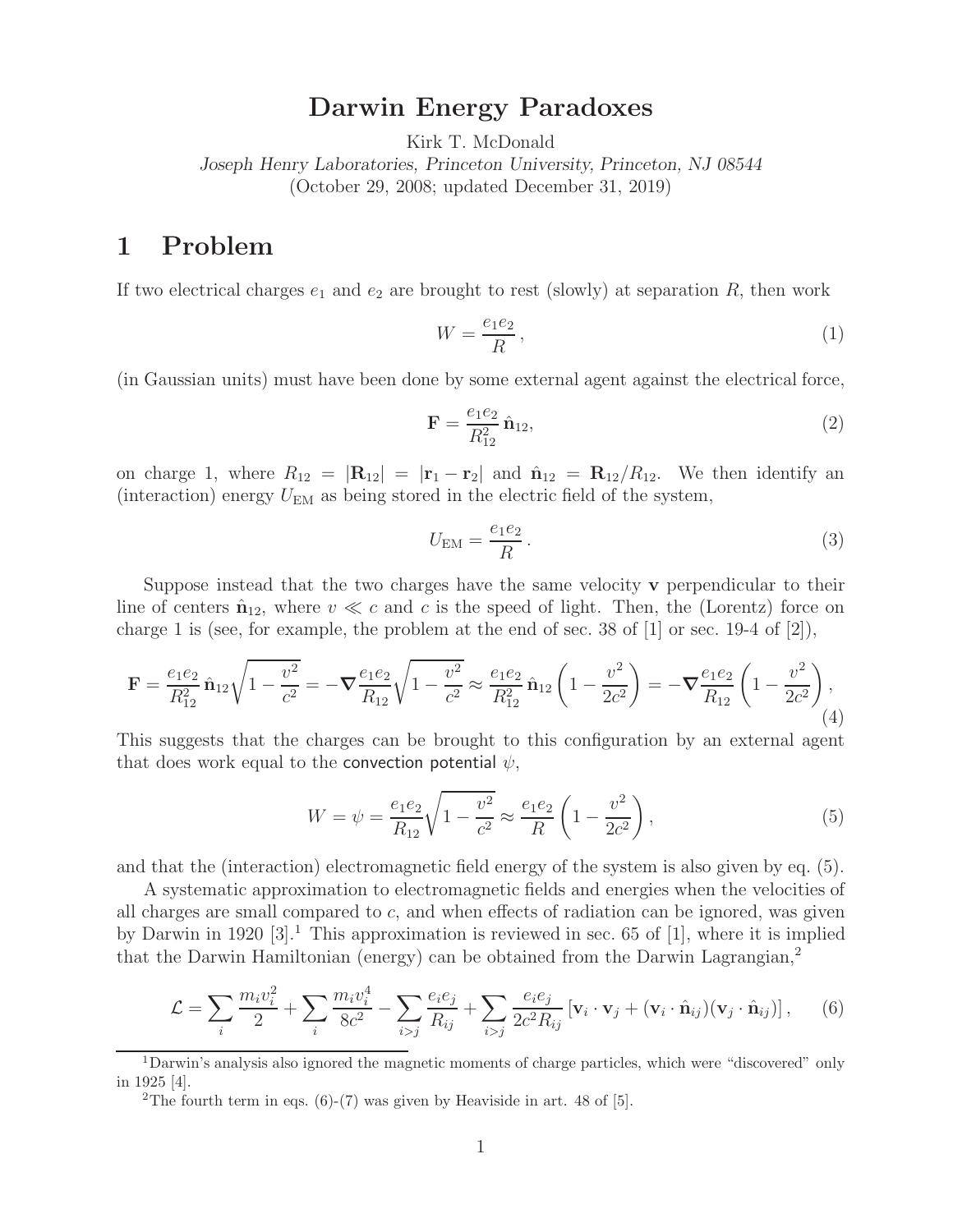# Darwin Energy Paradoxes

Kirk T. McDonald

*Joseph Henry Laboratories, Princeton University, Princeton, NJ 08544*

(October 29, 2008; updated December 31, 2019)

## 1 Problem

If two electrical charges $e_1$ and $e_2$ are brought to rest (slowly) at separation $R$, then work

$$W = \frac{e_1 e_2}{R}, \tag{1}$$

(in Gaussian units) must have been done by some external agent against the electrical force,

$$\mathbf{F} = \frac{e_1 e_2}{R_{12}^2} \, \hat{\mathbf{n}}_{12}, \tag{2}$$

on charge 1, where $R_{12} = |\mathbf{R}_{12}| = |\mathbf{r}_1 - \mathbf{r}_2|$ and $\hat{\mathbf{n}}_{12} = \mathbf{R}_{12}/R_{12}$. We then identify an (interaction) energy $U_{\rm EM}$ as being stored in the electric field of the system,

$$U_{\rm EM} = \frac{e_1 e_2}{R}. \tag{3}$$

Suppose instead that the two charges have the same velocity $\mathbf{v}$ perpendicular to their line of centers $\hat{\mathbf{n}}_{12}$, where $v \ll c$ and $c$ is the speed of light. Then, the (Lorentz) force on charge 1 is (see, for example, the problem at the end of sec. 38 of [1] or sec. 19-4 of [2]),

$$\mathbf{F} = \frac{e_1 e_2}{R_{12}^2} \, \hat{\mathbf{n}}_{12} \sqrt{1 - \frac{v^2}{c^2}} = -\boldsymbol{\nabla} \frac{e_1 e_2}{R_{12}} \sqrt{1 - \frac{v^2}{c^2}} \approx \frac{e_1 e_2}{R_{12}^2} \, \hat{\mathbf{n}}_{12} \left(1 - \frac{v^2}{2c^2}\right) = -\boldsymbol{\nabla} \frac{e_1 e_2}{R_{12}} \left(1 - \frac{v^2}{2c^2}\right), \tag{4}$$

This suggests that the charges can be brought to this configuration by an external agent that does work equal to the convection potential $\psi$,

$$W = \psi = \frac{e_1 e_2}{R_{12}} \sqrt{1 - \frac{v^2}{c^2}} \approx \frac{e_1 e_2}{R} \left(1 - \frac{v^2}{2c^2}\right), \tag{5}$$

and that the (interaction) electromagnetic field energy of the system is also given by eq. (5).

A systematic approximation to electromagnetic fields and energies when the velocities of all charges are small compared to $c$, and when effects of radiation can be ignored, was given by Darwin in 1920 [3].[1] This approximation is reviewed in sec. 65 of [1], where it is implied that the Darwin Hamiltonian (energy) can be obtained from the Darwin Lagrangian,[2]

$$\mathcal{L} = \sum_i \frac{m_i v_i^2}{2} + \sum_i \frac{m_i v_i^4}{8c^2} - \sum_{i>j} \frac{e_i e_j}{R_{ij}} + \sum_{i>j} \frac{e_i e_j}{2c^2 R_{ij}} \left[ \mathbf{v}_i \cdot \mathbf{v}_j + (\mathbf{v}_i \cdot \hat{\mathbf{n}}_{ij})(\mathbf{v}_j \cdot \hat{\mathbf{n}}_{ij}) \right], \tag{6}$$

[1] Darwin's analysis also ignored the magnetic moments of charge particles, which were "discovered" only in 1925 [4].

[2] The fourth term in eqs. (6)-(7) was given by Heaviside in art. 48 of [5].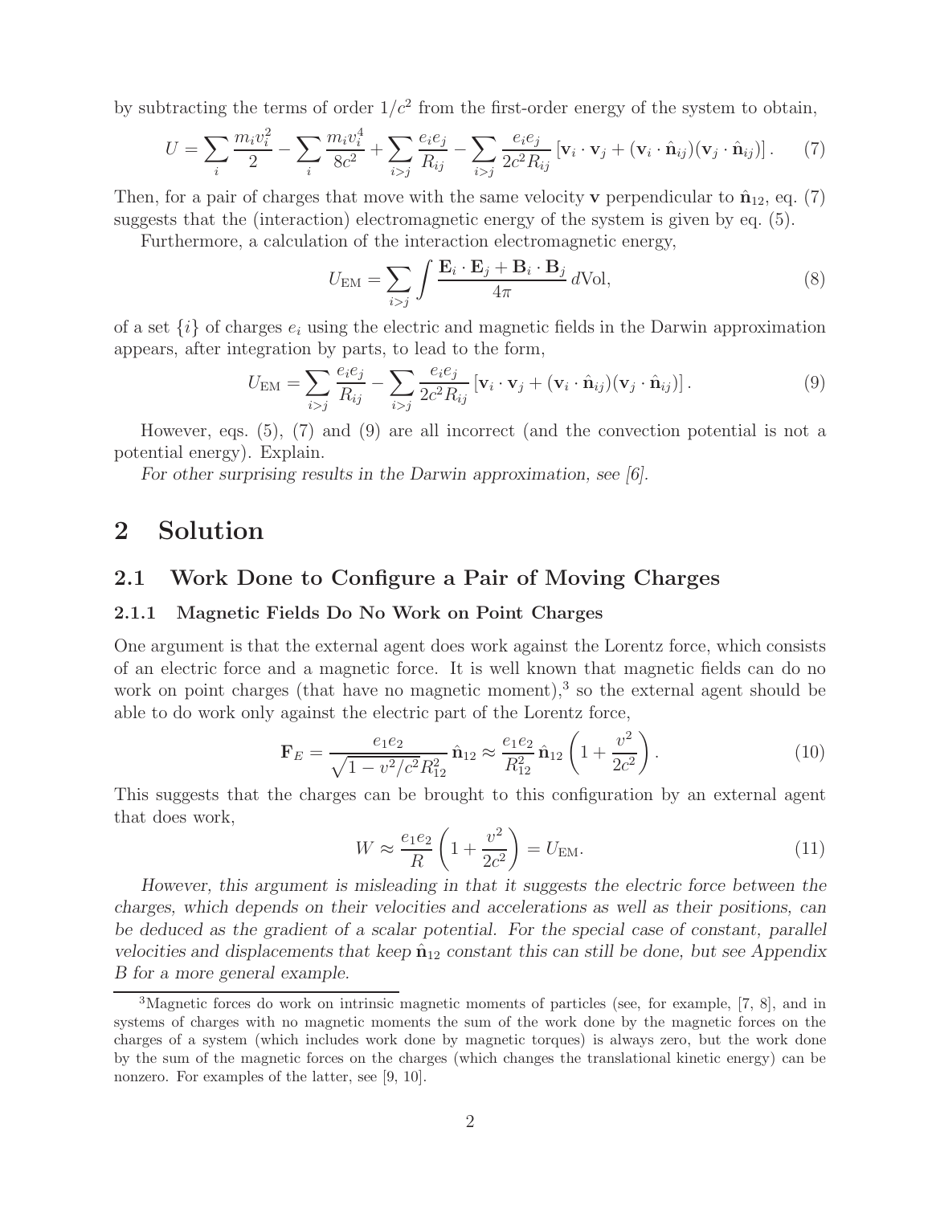by subtracting the terms of order $1/c^2$ from the first-order energy of the system to obtain,

$$U = \sum_i \frac{m_i v_i^2}{2} - \sum_i \frac{m_i v_i^4}{8c^2} + \sum_{i>j} \frac{e_i e_j}{R_{ij}} - \sum_{i>j} \frac{e_i e_j}{2c^2 R_{ij}} \left[ \mathbf{v}_i \cdot \mathbf{v}_j + (\mathbf{v}_i \cdot \hat{\mathbf{n}}_{ij})(\mathbf{v}_j \cdot \hat{\mathbf{n}}_{ij}) \right]. \qquad (7)$$

Then, for a pair of charges that move with the same velocity $\mathbf{v}$ perpendicular to $\hat{\mathbf{n}}_{12}$, eq. (7) suggests that the (interaction) electromagnetic energy of the system is given by eq. (5).

Furthermore, a calculation of the interaction electromagnetic energy,

$$U_{\rm EM} = \sum_{i>j} \int \frac{\mathbf{E}_i \cdot \mathbf{E}_j + \mathbf{B}_i \cdot \mathbf{B}_j}{4\pi} \, d\text{Vol}, \qquad (8)$$

of a set $\{i\}$ of charges $e_i$ using the electric and magnetic fields in the Darwin approximation appears, after integration by parts, to lead to the form,

$$U_{\rm EM} = \sum_{i>j} \frac{e_i e_j}{R_{ij}} - \sum_{i>j} \frac{e_i e_j}{2c^2 R_{ij}} \left[ \mathbf{v}_i \cdot \mathbf{v}_j + (\mathbf{v}_i \cdot \hat{\mathbf{n}}_{ij})(\mathbf{v}_j \cdot \hat{\mathbf{n}}_{ij}) \right]. \qquad (9)$$

However, eqs. (5), (7) and (9) are all incorrect (and the convection potential is not a potential energy). Explain.

*For other surprising results in the Darwin approximation, see [6].*

# 2 Solution

## 2.1 Work Done to Configure a Pair of Moving Charges

### 2.1.1 Magnetic Fields Do No Work on Point Charges

One argument is that the external agent does work against the Lorentz force, which consists of an electric force and a magnetic force. It is well known that magnetic fields can do no work on point charges (that have no magnetic moment),[3] so the external agent should be able to do work only against the electric part of the Lorentz force,

$$\mathbf{F}_E = \frac{e_1 e_2}{\sqrt{1 - v^2/c^2} R_{12}^2} \, \hat{\mathbf{n}}_{12} \approx \frac{e_1 e_2}{R_{12}^2} \, \hat{\mathbf{n}}_{12} \left( 1 + \frac{v^2}{2c^2} \right). \qquad (10)$$

This suggests that the charges can be brought to this configuration by an external agent that does work,

$$W \approx \frac{e_1 e_2}{R} \left( 1 + \frac{v^2}{2c^2} \right) = U_{\rm EM}. \qquad (11)$$

*However, this argument is misleading in that it suggests the electric force between the charges, which depends on their velocities and accelerations as well as their positions, can be deduced as the gradient of a scalar potential. For the special case of constant, parallel velocities and displacements that keep $\hat{\mathbf{n}}_{12}$ constant this can still be done, but see Appendix B for a more general example.*

[3] Magnetic forces do work on intrinsic magnetic moments of particles (see, for example, [7, 8], and in systems of charges with no magnetic moments the sum of the work done by the magnetic forces on the charges of a system (which includes work done by magnetic torques) is always zero, but the work done by the sum of the magnetic forces on the charges (which changes the translational kinetic energy) can be nonzero. For examples of the latter, see [9, 10].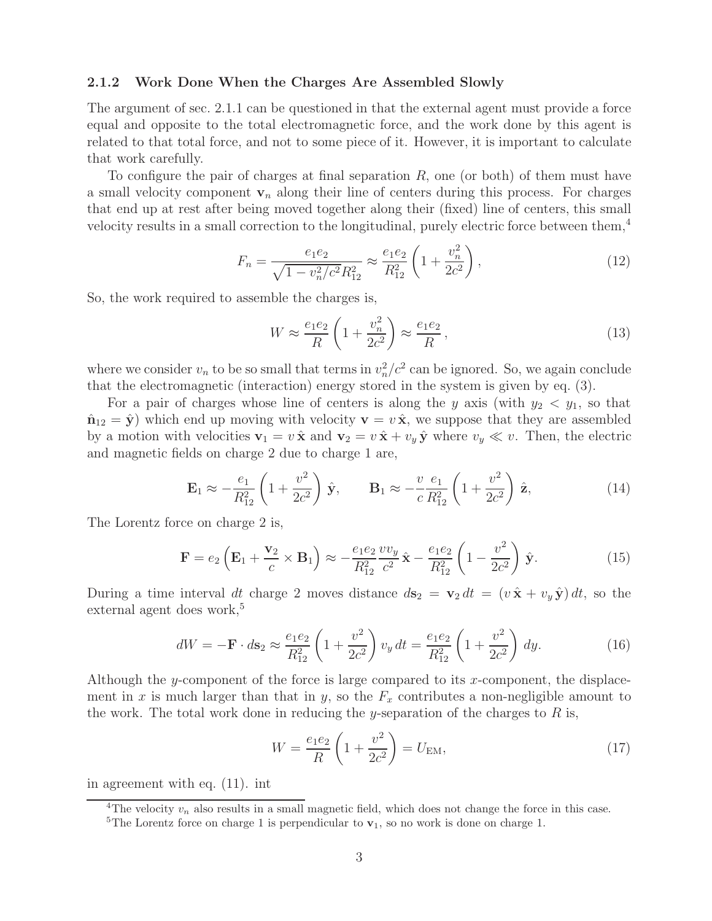### 2.1.2 Work Done When the Charges Are Assembled Slowly

The argument of sec. 2.1.1 can be questioned in that the external agent must provide a force equal and opposite to the total electromagnetic force, and the work done by this agent is related to that total force, and not to some piece of it. However, it is important to calculate that work carefully.

To configure the pair of charges at final separation $R$, one (or both) of them must have a small velocity component $\mathbf{v}_n$ along their line of centers during this process. For charges that end up at rest after being moved together along their (fixed) line of centers, this small velocity results in a small correction to the longitudinal, purely electric force between them,[4]

$$F_n = \frac{e_1 e_2}{\sqrt{1 - v_n^2/c^2} R_{12}^2} \approx \frac{e_1 e_2}{R_{12}^2}\left(1 + \frac{v_n^2}{2c^2}\right), \tag{12}$$

So, the work required to assemble the charges is,

$$W \approx \frac{e_1 e_2}{R}\left(1 + \frac{v_n^2}{2c^2}\right) \approx \frac{e_1 e_2}{R}, \tag{13}$$

where we consider $v_n$ to be so small that terms in $v_n^2/c^2$ can be ignored. So, we again conclude that the electromagnetic (interaction) energy stored in the system is given by eq. (3).

For a pair of charges whose line of centers is along the $y$ axis (with $y_2 < y_1$, so that $\hat{\mathbf{n}}_{12} = \hat{\mathbf{y}}$) which end up moving with velocity $\mathbf{v} = v\,\hat{\mathbf{x}}$, we suppose that they are assembled by a motion with velocities $\mathbf{v}_1 = v\,\hat{\mathbf{x}}$ and $\mathbf{v}_2 = v\,\hat{\mathbf{x}} + v_y\,\hat{\mathbf{y}}$ where $v_y \ll v$. Then, the electric and magnetic fields on charge 2 due to charge 1 are,

$$\mathbf{E}_1 \approx -\frac{e_1}{R_{12}^2}\left(1 + \frac{v^2}{2c^2}\right)\hat{\mathbf{y}}, \qquad \mathbf{B}_1 \approx -\frac{v}{c}\frac{e_1}{R_{12}^2}\left(1 + \frac{v^2}{2c^2}\right)\hat{\mathbf{z}}, \tag{14}$$

The Lorentz force on charge 2 is,

$$\mathbf{F} = e_2\left(\mathbf{E}_1 + \frac{\mathbf{v}_2}{c} \times \mathbf{B}_1\right) \approx -\frac{e_1 e_2}{R_{12}^2}\frac{v v_y}{c^2}\,\hat{\mathbf{x}} - \frac{e_1 e_2}{R_{12}^2}\left(1 - \frac{v^2}{2c^2}\right)\hat{\mathbf{y}}. \tag{15}$$

During a time interval $dt$ charge 2 moves distance $d\mathbf{s}_2 = \mathbf{v}_2\,dt = (v\,\hat{\mathbf{x}} + v_y\,\hat{\mathbf{y}})\,dt$, so the external agent does work,[5]

$$dW = -\mathbf{F} \cdot d\mathbf{s}_2 \approx \frac{e_1 e_2}{R_{12}^2}\left(1 + \frac{v^2}{2c^2}\right) v_y\,dt = \frac{e_1 e_2}{R_{12}^2}\left(1 + \frac{v^2}{2c^2}\right) dy. \tag{16}$$

Although the $y$-component of the force is large compared to its $x$-component, the displacement in $x$ is much larger than that in $y$, so the $F_x$ contributes a non-negligible amount to the work. The total work done in reducing the $y$-separation of the charges to $R$ is,

$$W = \frac{e_1 e_2}{R}\left(1 + \frac{v^2}{2c^2}\right) = U_{\rm EM}, \tag{17}$$

in agreement with eq. (11). int

---

[4] The velocity $v_n$ also results in a small magnetic field, which does not change the force in this case.

[5] The Lorentz force on charge 1 is perpendicular to $\mathbf{v}_1$, so no work is done on charge 1.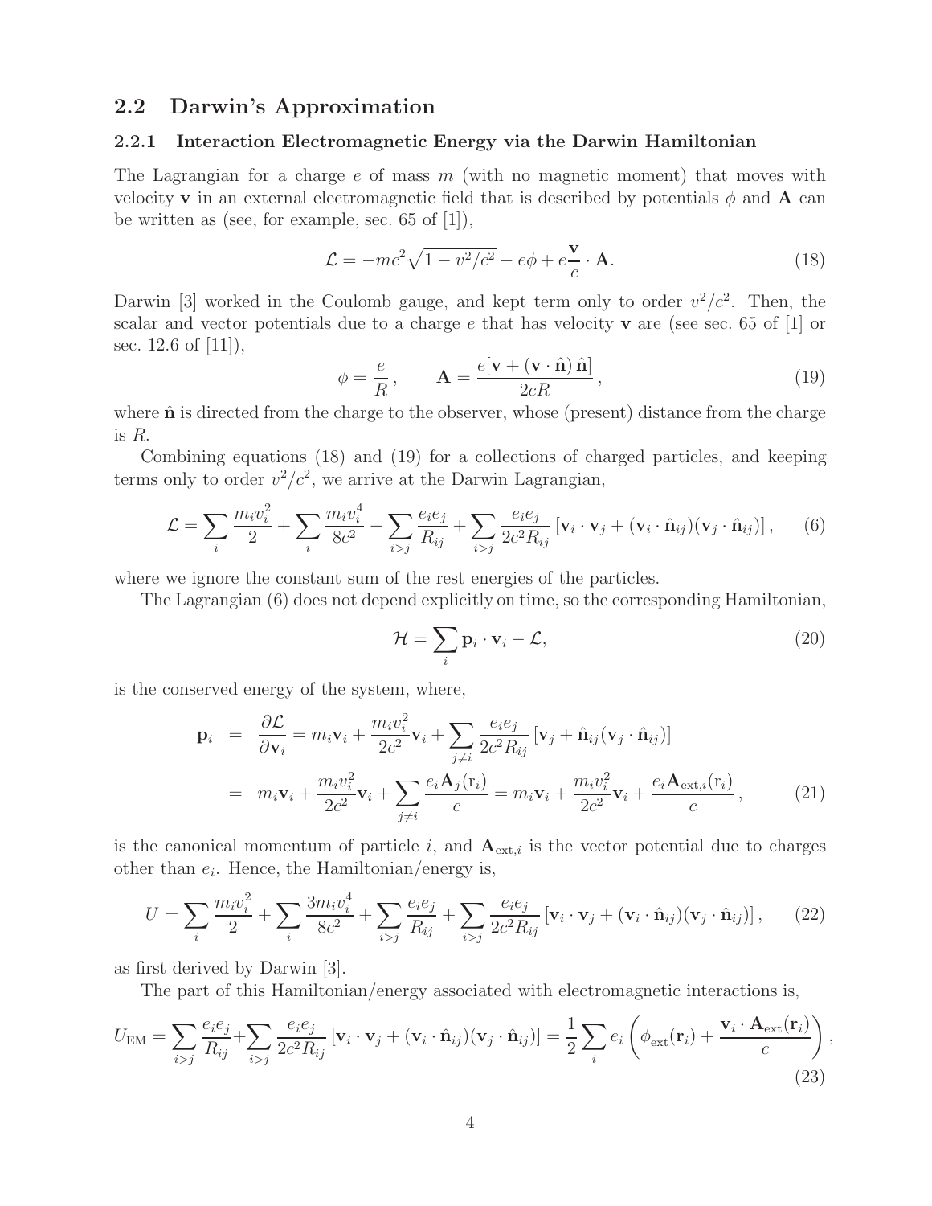## 2.2 Darwin's Approximation

### 2.2.1 Interaction Electromagnetic Energy via the Darwin Hamiltonian

The Lagrangian for a charge $e$ of mass $m$ (with no magnetic moment) that moves with velocity $\mathbf{v}$ in an external electromagnetic field that is described by potentials $\phi$ and $\mathbf{A}$ can be written as (see, for example, sec. 65 of [1]),

$$\mathcal{L} = -mc^2\sqrt{1 - v^2/c^2} - e\phi + e\frac{\mathbf{v}}{c} \cdot \mathbf{A}. \tag{18}$$

Darwin [3] worked in the Coulomb gauge, and kept term only to order $v^2/c^2$. Then, the scalar and vector potentials due to a charge $e$ that has velocity $\mathbf{v}$ are (see sec. 65 of [1] or sec. 12.6 of [11]),

$$\phi = \frac{e}{R}, \qquad \mathbf{A} = \frac{e[\mathbf{v} + (\mathbf{v} \cdot \hat{\mathbf{n}})\,\hat{\mathbf{n}}]}{2cR}, \tag{19}$$

where $\hat{\mathbf{n}}$ is directed from the charge to the observer, whose (present) distance from the charge is $R$.

Combining equations (18) and (19) for a collections of charged particles, and keeping terms only to order $v^2/c^2$, we arrive at the Darwin Lagrangian,

$$\mathcal{L} = \sum_i \frac{m_i v_i^2}{2} + \sum_i \frac{m_i v_i^4}{8c^2} - \sum_{i>j} \frac{e_i e_j}{R_{ij}} + \sum_{i>j} \frac{e_i e_j}{2c^2 R_{ij}} \left[\mathbf{v}_i \cdot \mathbf{v}_j + (\mathbf{v}_i \cdot \hat{\mathbf{n}}_{ij})(\mathbf{v}_j \cdot \hat{\mathbf{n}}_{ij})\right], \tag{6}$$

where we ignore the constant sum of the rest energies of the particles.

The Lagrangian (6) does not depend explicitly on time, so the corresponding Hamiltonian,

$$\mathcal{H} = \sum_i \mathbf{p}_i \cdot \mathbf{v}_i - \mathcal{L}, \tag{20}$$

is the conserved energy of the system, where,

$$\begin{aligned}
\mathbf{p}_i &= \frac{\partial \mathcal{L}}{\partial \mathbf{v}_i} = m_i\mathbf{v}_i + \frac{m_i v_i^2}{2c^2}\mathbf{v}_i + \sum_{j\neq i} \frac{e_i e_j}{2c^2 R_{ij}} \left[\mathbf{v}_j + \hat{\mathbf{n}}_{ij}(\mathbf{v}_j \cdot \hat{\mathbf{n}}_{ij})\right] \\
&= m_i\mathbf{v}_i + \frac{m_i v_i^2}{2c^2}\mathbf{v}_i + \sum_{j\neq i} \frac{e_i \mathbf{A}_j(\mathrm{r}_i)}{c} = m_i\mathbf{v}_i + \frac{m_i v_i^2}{2c^2}\mathbf{v}_i + \frac{e_i \mathbf{A}_{\mathrm{ext},i}(\mathrm{r}_i)}{c},
\end{aligned} \tag{21}$$

is the canonical momentum of particle $i$, and $\mathbf{A}_{\mathrm{ext},i}$ is the vector potential due to charges other than $e_i$. Hence, the Hamiltonian/energy is,

$$U = \sum_i \frac{m_i v_i^2}{2} + \sum_i \frac{3m_i v_i^4}{8c^2} + \sum_{i>j} \frac{e_i e_j}{R_{ij}} + \sum_{i>j} \frac{e_i e_j}{2c^2 R_{ij}} \left[\mathbf{v}_i \cdot \mathbf{v}_j + (\mathbf{v}_i \cdot \hat{\mathbf{n}}_{ij})(\mathbf{v}_j \cdot \hat{\mathbf{n}}_{ij})\right], \tag{22}$$

as first derived by Darwin [3].

The part of this Hamiltonian/energy associated with electromagnetic interactions is,

$$U_{\mathrm{EM}} = \sum_{i>j} \frac{e_i e_j}{R_{ij}} + \sum_{i>j} \frac{e_i e_j}{2c^2 R_{ij}} \left[\mathbf{v}_i \cdot \mathbf{v}_j + (\mathbf{v}_i \cdot \hat{\mathbf{n}}_{ij})(\mathbf{v}_j \cdot \hat{\mathbf{n}}_{ij})\right] = \frac{1}{2}\sum_i e_i \left(\phi_{\mathrm{ext}}(\mathbf{r}_i) + \frac{\mathbf{v}_i \cdot \mathbf{A}_{\mathrm{ext}}(\mathbf{r}_i)}{c}\right), \tag{23}$$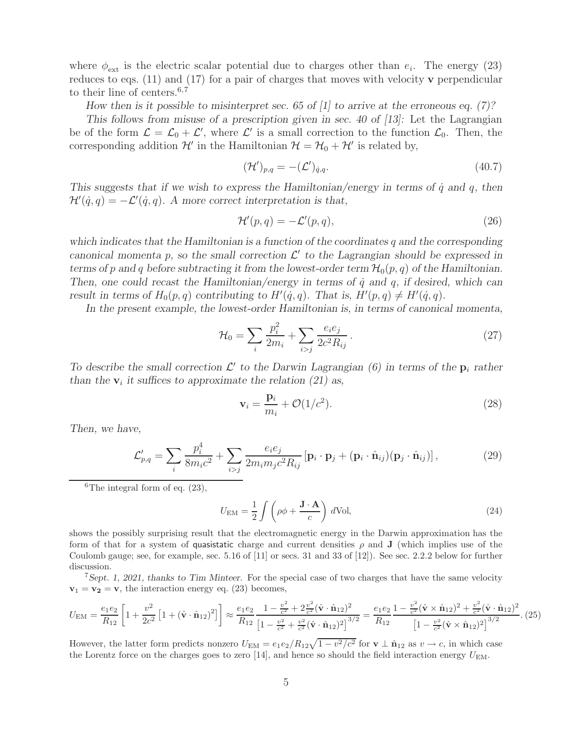where $\phi_{\rm ext}$ is the electric scalar potential due to charges other than $e_i$. The energy (23) reduces to eqs. (11) and (17) for a pair of charges that moves with velocity $\mathbf{v}$ perpendicular to their line of centers.[6,7]

*How then is it possible to misinterpret sec. 65 of [1] to arrive at the erroneous eq. (7)?*

*This follows from misuse of a prescription given in sec. 40 of [13]:* Let the Lagrangian be of the form $\mathcal{L} = \mathcal{L}_0 + \mathcal{L}'$, where $\mathcal{L}'$ is a small correction to the function $\mathcal{L}_0$. Then, the corresponding addition $\mathcal{H}'$ in the Hamiltonian $\mathcal{H} = \mathcal{H}_0 + \mathcal{H}'$ is related by,

$$(\mathcal{H}')_{p,q} = -(\mathcal{L}')_{\dot{q},q}. \tag{40.7}$$

*This suggests that if we wish to express the Hamiltonian/energy in terms of $\dot{q}$ and $q$, then $\mathcal{H}'(\dot{q}, q) = -\mathcal{L}'(\dot{q}, q)$. A more correct interpretation is that,*

$$\mathcal{H}'(p, q) = -\mathcal{L}'(p, q), \tag{26}$$

*which indicates that the Hamiltonian is a function of the coordinates $q$ and the corresponding canonical momenta $p$, so the small correction $\mathcal{L}'$ to the Lagrangian should be expressed in terms of $p$ and $q$ before subtracting it from the lowest-order term $\mathcal{H}_0(p, q)$ of the Hamiltonian. Then, one could recast the Hamiltonian/energy in terms of $\dot{q}$ and $q$, if desired, which can result in terms of $H_0(p, q)$ contributing to $H'(\dot{q}, q)$. That is, $H'(p, q) \neq H'(\dot{q}, q)$.*

*In the present example, the lowest-order Hamiltonian is, in terms of canonical momenta,*

$$\mathcal{H}_0 = \sum_i \frac{p_i^2}{2m_i} + \sum_{i>j} \frac{e_i e_j}{2c^2 R_{ij}}\,. \tag{27}$$

*To describe the small correction $\mathcal{L}'$ to the Darwin Lagrangian (6) in terms of the $\mathbf{p}_i$ rather than the $\mathbf{v}_i$ it suffices to approximate the relation (21) as,*

$$\mathbf{v}_i = \frac{\mathbf{p}_i}{m_i} + \mathcal{O}(1/c^2). \tag{28}$$

*Then, we have,*

$$\mathcal{L}'_{p,q} = \sum_i \frac{p_i^4}{8m_i c^2} + \sum_{i>j} \frac{e_i e_j}{2m_i m_j c^2 R_{ij}} \left[\mathbf{p}_i \cdot \mathbf{p}_j + (\mathbf{p}_i \cdot \hat{\mathbf{n}}_{ij})(\mathbf{p}_j \cdot \hat{\mathbf{n}}_{ij})\right], \tag{29}$$

---

[6] The integral form of eq. (23),

$$U_{\rm EM} = \frac{1}{2}\int \left(\rho\phi + \frac{\mathbf{J}\cdot\mathbf{A}}{c}\right) d\text{Vol}, \tag{24}$$

shows the possibly surprising result that the electromagnetic energy in the Darwin approximation has the form of that for a system of quasistatic charge and current densities $\rho$ and $\mathbf{J}$ (which implies use of the Coulomb gauge; see, for example, sec. 5.16 of [11] or secs. 31 and 33 of [12]). See sec. 2.2.2 below for further discussion.

[7] *Sept. 1, 2021, thanks to Tim Minteer.* For the special case of two charges that have the same velocity $\mathbf{v}_1 = \mathbf{v_2} = \mathbf{v}$, the interaction energy eq. (23) becomes,

$$U_{\rm EM} = \frac{e_1 e_2}{R_{12}}\left[1 + \frac{v^2}{2c^2}\left[1 + (\hat{\mathbf{v}}\cdot\hat{\mathbf{n}}_{12})^2\right]\right] \approx \frac{e_1 e_2}{R_{12}} \frac{1 - \frac{v^2}{c^2} + 2\frac{v^2}{c^2}(\hat{\mathbf{v}}\cdot\hat{\mathbf{n}}_{12})^2}{\left[1 - \frac{v^2}{c^2} + \frac{v^2}{c^2}(\hat{\mathbf{v}}\cdot\hat{\mathbf{n}}_{12})^2\right]^{3/2}} = \frac{e_1 e_2}{R_{12}} \frac{1 - \frac{v^2}{c^2}(\hat{\mathbf{v}}\times\hat{\mathbf{n}}_{12})^2 + \frac{v^2}{c^2}(\hat{\mathbf{v}}\cdot\hat{\mathbf{n}}_{12})^2}{\left[1 - \frac{v^2}{c^2}(\hat{\mathbf{v}}\times\hat{\mathbf{n}}_{12})^2\right]^{3/2}}. \tag{25}$$

However, the latter form predicts nonzero $U_{\rm EM} = e_1 e_2/R_{12}\sqrt{1 - v^2/c^2}$ for $\mathbf{v} \perp \hat{\mathbf{n}}_{12}$ as $v \to c$, in which case the Lorentz force on the charges goes to zero [14], and hence so should the field interaction energy $U_{\rm EM}$.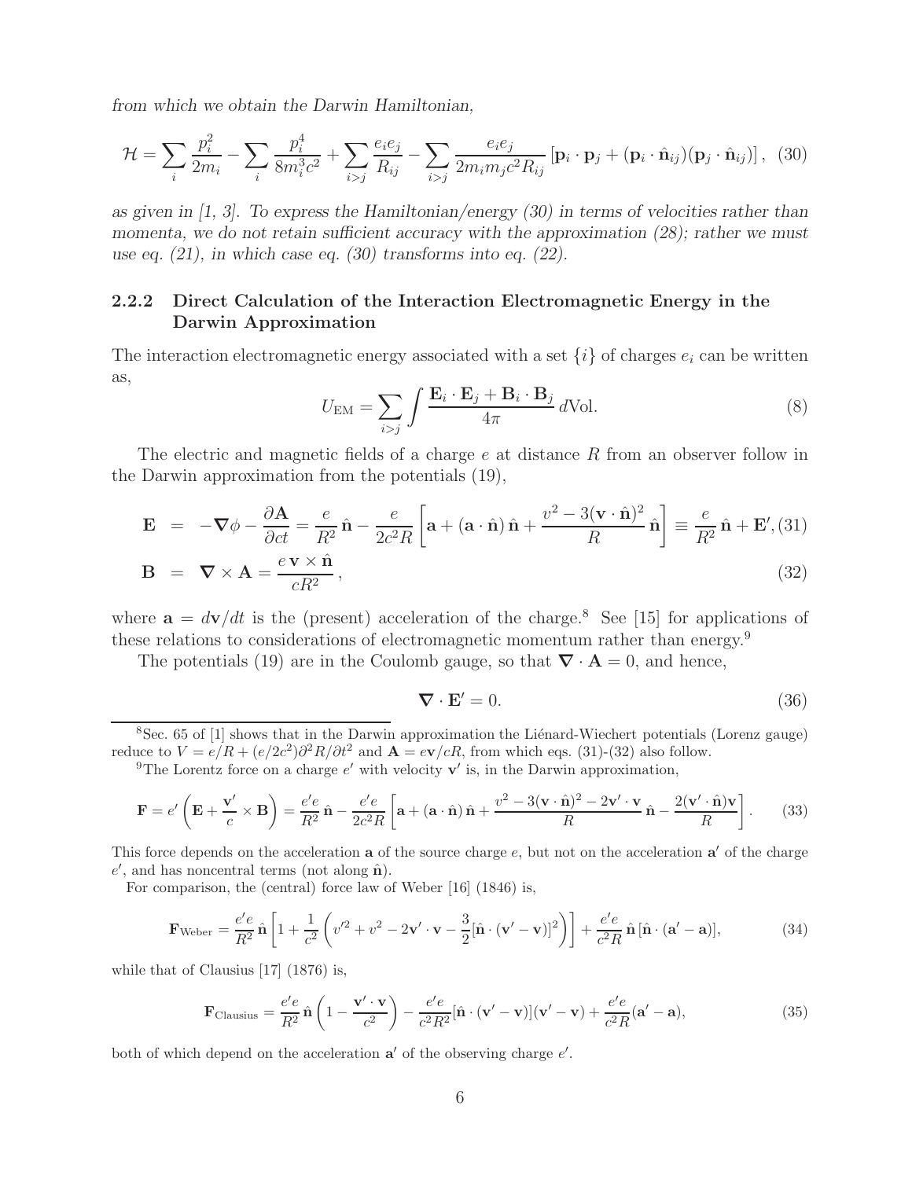*from which we obtain the Darwin Hamiltonian,*

$$\mathcal{H} = \sum_i \frac{p_i^2}{2m_i} - \sum_i \frac{p_i^4}{8m_i^3c^2} + \sum_{i>j} \frac{e_ie_j}{R_{ij}} - \sum_{i>j} \frac{e_ie_j}{2m_im_jc^2R_{ij}} \left[\mathbf{p}_i \cdot \mathbf{p}_j + (\mathbf{p}_i \cdot \hat{\mathbf{n}}_{ij})(\mathbf{p}_j \cdot \hat{\mathbf{n}}_{ij})\right], \quad (30)$$

*as given in [1, 3]. To express the Hamiltonian/energy (30) in terms of velocities rather than momenta, we do not retain sufficient accuracy with the approximation (28); rather we must use eq. (21), in which case eq. (30) transforms into eq. (22).*

### 2.2.2 Direct Calculation of the Interaction Electromagnetic Energy in the Darwin Approximation

The interaction electromagnetic energy associated with a set $\{i\}$ of charges $e_i$ can be written as,

$$U_{\rm EM} = \sum_{i>j} \int \frac{\mathbf{E}_i \cdot \mathbf{E}_j + \mathbf{B}_i \cdot \mathbf{B}_j}{4\pi} \, d{\rm Vol}. \quad (8)$$

The electric and magnetic fields of a charge $e$ at distance $R$ from an observer follow in the Darwin approximation from the potentials (19),

$$\mathbf{E} = -\boldsymbol{\nabla}\phi - \frac{\partial \mathbf{A}}{\partial ct} = \frac{e}{R^2}\,\hat{\mathbf{n}} - \frac{e}{2c^2R}\left[\mathbf{a} + (\mathbf{a}\cdot\hat{\mathbf{n}})\,\hat{\mathbf{n}} + \frac{v^2 - 3(\mathbf{v}\cdot\hat{\mathbf{n}})^2}{R}\,\hat{\mathbf{n}}\right] \equiv \frac{e}{R^2}\,\hat{\mathbf{n}} + \mathbf{E}', \quad (31)$$

$$\mathbf{B} = \boldsymbol{\nabla}\times\mathbf{A} = \frac{e\,\mathbf{v}\times\hat{\mathbf{n}}}{cR^2}, \quad (32)$$

where $\mathbf{a} = d\mathbf{v}/dt$ is the (present) acceleration of the charge.[8] See [15] for applications of these relations to considerations of electromagnetic momentum rather than energy.[9]

The potentials (19) are in the Coulomb gauge, so that $\boldsymbol{\nabla}\cdot\mathbf{A} = 0$, and hence,

$$\boldsymbol{\nabla}\cdot\mathbf{E}' = 0. \quad (36)$$

---

[8] Sec. 65 of [1] shows that in the Darwin approximation the Liénard-Wiechert potentials (Lorenz gauge) reduce to $V = e/R + (e/2c^2)\partial^2 R/\partial t^2$ and $\mathbf{A} = e\mathbf{v}/cR$, from which eqs. (31)-(32) also follow.

[9] The Lorentz force on a charge $e'$ with velocity $\mathbf{v}'$ is, in the Darwin approximation,

$$\mathbf{F} = e'\left(\mathbf{E} + \frac{\mathbf{v}'}{c}\times\mathbf{B}\right) = \frac{e'e}{R^2}\,\hat{\mathbf{n}} - \frac{e'e}{2c^2R}\left[\mathbf{a} + (\mathbf{a}\cdot\hat{\mathbf{n}})\,\hat{\mathbf{n}} + \frac{v^2 - 3(\mathbf{v}\cdot\hat{\mathbf{n}})^2 - 2\mathbf{v}'\cdot\mathbf{v}}{R}\,\hat{\mathbf{n}} - \frac{2(\mathbf{v}'\cdot\hat{\mathbf{n}})\mathbf{v}}{R}\right]. \quad (33)$$

This force depends on the acceleration $\mathbf{a}$ of the source charge $e$, but not on the acceleration $\mathbf{a}'$ of the charge $e'$, and has noncentral terms (not along $\hat{\mathbf{n}}$).

For comparison, the (central) force law of Weber [16] (1846) is,

$$\mathbf{F}_{\rm Weber} = \frac{e'e}{R^2}\,\hat{\mathbf{n}}\left[1 + \frac{1}{c^2}\left(v'^2 + v^2 - 2\mathbf{v}'\cdot\mathbf{v} - \frac{3}{2}[\hat{\mathbf{n}}\cdot(\mathbf{v}' - \mathbf{v})]^2\right)\right] + \frac{e'e}{c^2R}\,\hat{\mathbf{n}}\,[\hat{\mathbf{n}}\cdot(\mathbf{a}' - \mathbf{a})], \quad (34)$$

while that of Clausius [17] (1876) is,

$$\mathbf{F}_{\rm Clausius} = \frac{e'e}{R^2}\,\hat{\mathbf{n}}\left(1 - \frac{\mathbf{v}'\cdot\mathbf{v}}{c^2}\right) - \frac{e'e}{c^2R^2}[\hat{\mathbf{n}}\cdot(\mathbf{v}' - \mathbf{v})](\mathbf{v}' - \mathbf{v}) + \frac{e'e}{c^2R}(\mathbf{a}' - \mathbf{a}), \quad (35)$$

both of which depend on the acceleration $\mathbf{a}'$ of the observing charge $e'$.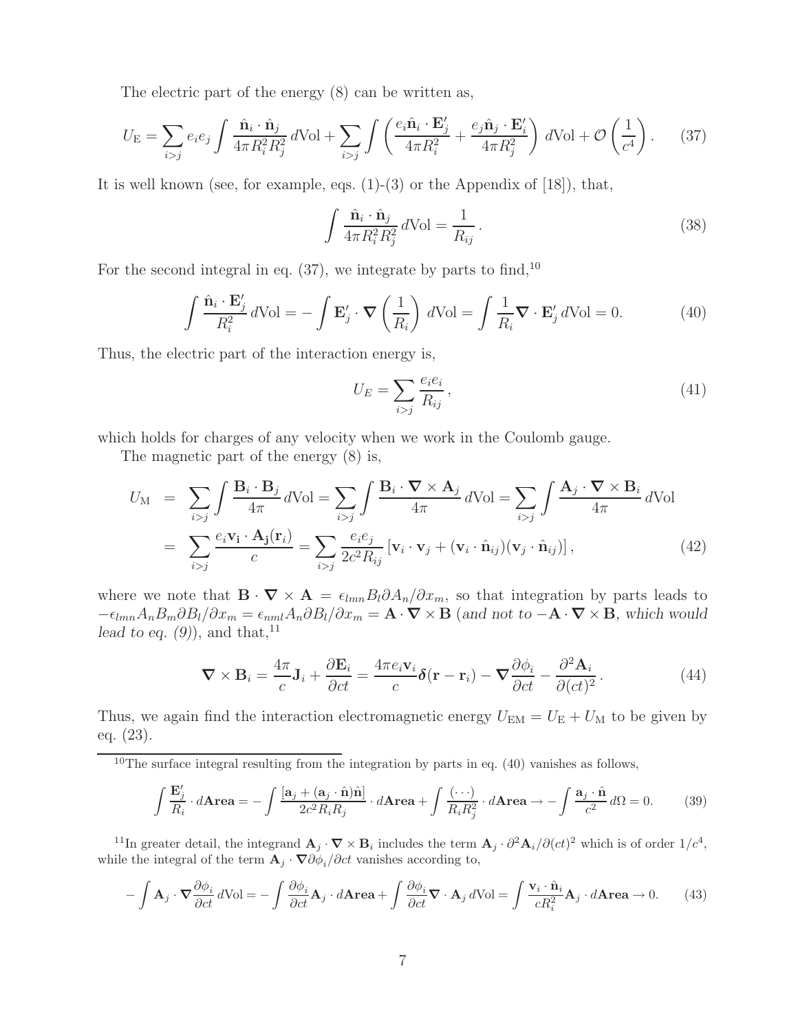The electric part of the energy (8) can be written as,

$$U_{\rm E} = \sum_{i>j} e_i e_j \int \frac{\hat{\mathbf{n}}_i \cdot \hat{\mathbf{n}}_j}{4\pi R_i^2 R_j^2}\, d\text{Vol} + \sum_{i>j} \int \left( \frac{e_i \hat{\mathbf{n}}_i \cdot \mathbf{E}'_j}{4\pi R_i^2} + \frac{e_j \hat{\mathbf{n}}_j \cdot \mathbf{E}'_i}{4\pi R_j^2} \right) d\text{Vol} + \mathcal{O}\left(\frac{1}{c^4}\right). \tag{37}$$

It is well known (see, for example, eqs. (1)-(3) or the Appendix of [18]), that,

$$\int \frac{\hat{\mathbf{n}}_i \cdot \hat{\mathbf{n}}_j}{4\pi R_i^2 R_j^2}\, d\text{Vol} = \frac{1}{R_{ij}}. \tag{38}$$

For the second integral in eq. (37), we integrate by parts to find,[10]

$$\int \frac{\hat{\mathbf{n}}_i \cdot \mathbf{E}'_j}{R_i^2}\, d\text{Vol} = -\int \mathbf{E}'_j \cdot \boldsymbol{\nabla}\left(\frac{1}{R_i}\right) d\text{Vol} = \int \frac{1}{R_i} \boldsymbol{\nabla} \cdot \mathbf{E}'_j\, d\text{Vol} = 0. \tag{40}$$

Thus, the electric part of the interaction energy is,

$$U_E = \sum_{i>j} \frac{e_i e_i}{R_{ij}}, \tag{41}$$

which holds for charges of any velocity when we work in the Coulomb gauge.

The magnetic part of the energy (8) is,

$$\begin{aligned} U_{\rm M} &= \sum_{i>j} \int \frac{\mathbf{B}_i \cdot \mathbf{B}_j}{4\pi}\, d\text{Vol} = \sum_{i>j} \int \frac{\mathbf{B}_i \cdot \boldsymbol{\nabla} \times \mathbf{A}_j}{4\pi}\, d\text{Vol} = \sum_{i>j} \int \frac{\mathbf{A}_j \cdot \boldsymbol{\nabla} \times \mathbf{B}_i}{4\pi}\, d\text{Vol} \\ &= \sum_{i>j} \frac{e_i \mathbf{v_i} \cdot \mathbf{A_j}(\mathbf{r}_i)}{c} = \sum_{i>j} \frac{e_i e_j}{2c^2 R_{ij}} \left[ \mathbf{v}_i \cdot \mathbf{v}_j + (\mathbf{v}_i \cdot \hat{\mathbf{n}}_{ij})(\mathbf{v}_j \cdot \hat{\mathbf{n}}_{ij}) \right], \end{aligned} \tag{42}$$

where we note that $\mathbf{B} \cdot \boldsymbol{\nabla} \times \mathbf{A} = \epsilon_{lmn} B_l \partial A_n / \partial x_m$, so that integration by parts leads to $-\epsilon_{lmn} A_n B_m \partial B_l / \partial x_m = \epsilon_{nml} A_n \partial B_l / \partial x_m = \mathbf{A} \cdot \boldsymbol{\nabla} \times \mathbf{B}$ (*and not to* $-\mathbf{A} \cdot \boldsymbol{\nabla} \times \mathbf{B}$*, which would lead to eq. (9)*), and that,[11]

$$\boldsymbol{\nabla} \times \mathbf{B}_i = \frac{4\pi}{c} \mathbf{J}_i + \frac{\partial \mathbf{E}_i}{\partial ct} = \frac{4\pi e_i \mathbf{v}_i}{c} \boldsymbol{\delta}(\mathbf{r} - \mathbf{r}_i) - \boldsymbol{\nabla} \frac{\partial \phi_i}{\partial ct} - \frac{\partial^2 \mathbf{A}_i}{\partial (ct)^2}. \tag{44}$$

Thus, we again find the interaction electromagnetic energy $U_{\rm EM} = U_{\rm E} + U_{\rm M}$ to be given by eq. (23).

---

[10] The surface integral resulting from the integration by parts in eq. (40) vanishes as follows,

$$\int \frac{\mathbf{E}'_j}{R_i} \cdot d\mathbf{Area} = -\int \frac{[\mathbf{a}_j + (\mathbf{a}_j \cdot \hat{\mathbf{n}})\hat{\mathbf{n}}]}{2c^2 R_i R_j} \cdot d\mathbf{Area} + \int \frac{(\cdots)}{R_i R_j^2} \cdot d\mathbf{Area} \to -\int \frac{\mathbf{a}_j \cdot \hat{\mathbf{n}}}{c^2}\, d\Omega = 0. \tag{39}$$

[11] In greater detail, the integrand $\mathbf{A}_j \cdot \boldsymbol{\nabla} \times \mathbf{B}_i$ includes the term $\mathbf{A}_j \cdot \partial^2 \mathbf{A}_i / \partial (ct)^2$ which is of order $1/c^4$, while the integral of the term $\mathbf{A}_j \cdot \boldsymbol{\nabla} \partial \phi_i / \partial ct$ vanishes according to,

$$-\int \mathbf{A}_j \cdot \boldsymbol{\nabla} \frac{\partial \phi_i}{\partial ct}\, d\text{Vol} = -\int \frac{\partial \phi_i}{\partial ct} \mathbf{A}_j \cdot d\mathbf{Area} + \int \frac{\partial \phi_i}{\partial ct} \boldsymbol{\nabla} \cdot \mathbf{A}_j\, d\text{Vol} = \int \frac{\mathbf{v}_i \cdot \hat{\mathbf{n}}_i}{c R_i^2} \mathbf{A}_j \cdot d\mathbf{Area} \to 0. \tag{43}$$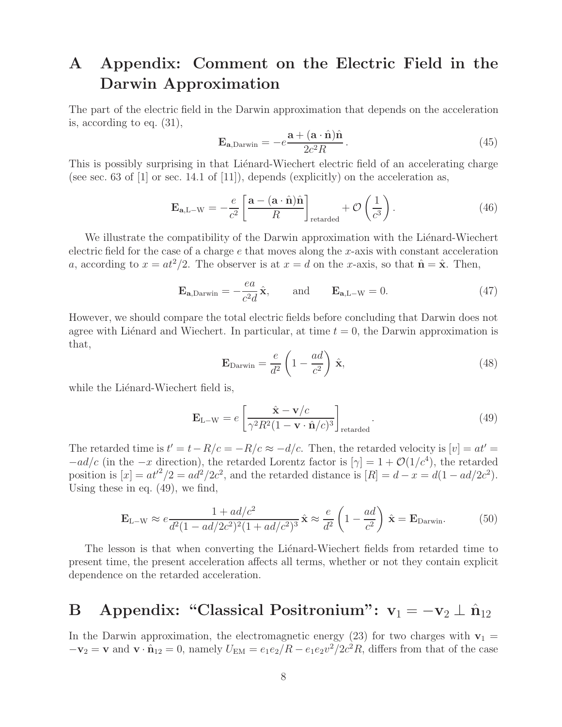# A Appendix: Comment on the Electric Field in the Darwin Approximation

The part of the electric field in the Darwin approximation that depends on the acceleration is, according to eq. (31),

$$\mathbf{E}_{\mathbf{a},\text{Darwin}} = -e\frac{\mathbf{a} + (\mathbf{a}\cdot\hat{\mathbf{n}})\hat{\mathbf{n}}}{2c^2 R}\,. \tag{45}$$

This is possibly surprising in that Liénard-Wiechert electric field of an accelerating charge (see sec. 63 of [1] or sec. 14.1 of [11]), depends (explicitly) on the acceleration as,

$$\mathbf{E}_{\mathbf{a},\text{L}-\text{W}} = -\frac{e}{c^2}\left[\frac{\mathbf{a} - (\mathbf{a}\cdot\hat{\mathbf{n}})\hat{\mathbf{n}}}{R}\right]_{\text{retarded}} + \mathcal{O}\left(\frac{1}{c^3}\right). \tag{46}$$

We illustrate the compatibility of the Darwin approximation with the Liénard-Wiechert electric field for the case of a charge $e$ that moves along the $x$-axis with constant acceleration $a$, according to $x = at^2/2$. The observer is at $x = d$ on the $x$-axis, so that $\hat{\mathbf{n}} = \hat{\mathbf{x}}$. Then,

$$\mathbf{E}_{\mathbf{a},\text{Darwin}} = -\frac{ea}{c^2 d}\,\hat{\mathbf{x}}, \qquad \text{and} \qquad \mathbf{E}_{\mathbf{a},\text{L}-\text{W}} = 0. \tag{47}$$

However, we should compare the total electric fields before concluding that Darwin does not agree with Liénard and Wiechert. In particular, at time $t = 0$, the Darwin approximation is that,

$$\mathbf{E}_{\text{Darwin}} = \frac{e}{d^2}\left(1 - \frac{ad}{c^2}\right)\hat{\mathbf{x}}, \tag{48}$$

while the Liénard-Wiechert field is,

$$\mathbf{E}_{\text{L}-\text{W}} = e\left[\frac{\hat{\mathbf{x}} - \mathbf{v}/c}{\gamma^2 R^2 (1 - \mathbf{v}\cdot\hat{\mathbf{n}}/c)^3}\right]_{\text{retarded}}. \tag{49}$$

The retarded time is $t' = t - R/c = -R/c \approx -d/c$. Then, the retarded velocity is $[v] = at' = -ad/c$ (in the $-x$ direction), the retarded Lorentz factor is $[\gamma] = 1 + \mathcal{O}(1/c^4)$, the retarded position is $[x] = at'^2/2 = ad^2/2c^2$, and the retarded distance is $[R] = d - x = d(1 - ad/2c^2)$. Using these in eq. (49), we find,

$$\mathbf{E}_{\text{L}-\text{W}} \approx e\frac{1 + ad/c^2}{d^2(1 - ad/2c^2)^2(1 + ad/c^2)^3}\,\hat{\mathbf{x}} \approx \frac{e}{d^2}\left(1 - \frac{ad}{c^2}\right)\hat{\mathbf{x}} = \mathbf{E}_{\text{Darwin}}. \tag{50}$$

The lesson is that when converting the Liénard-Wiechert fields from retarded time to present time, the present acceleration affects all terms, whether or not they contain explicit dependence on the retarded acceleration.

# B Appendix: "Classical Positronium": $\mathbf{v}_1 = -\mathbf{v}_2 \perp \hat{\mathbf{n}}_{12}$

In the Darwin approximation, the electromagnetic energy (23) for two charges with $\mathbf{v}_1 = -\mathbf{v}_2 = \mathbf{v}$ and $\mathbf{v}\cdot\hat{\mathbf{n}}_{12} = 0$, namely $U_{\text{EM}} = e_1 e_2/R - e_1 e_2 v^2/2c^2 R$, differs from that of the case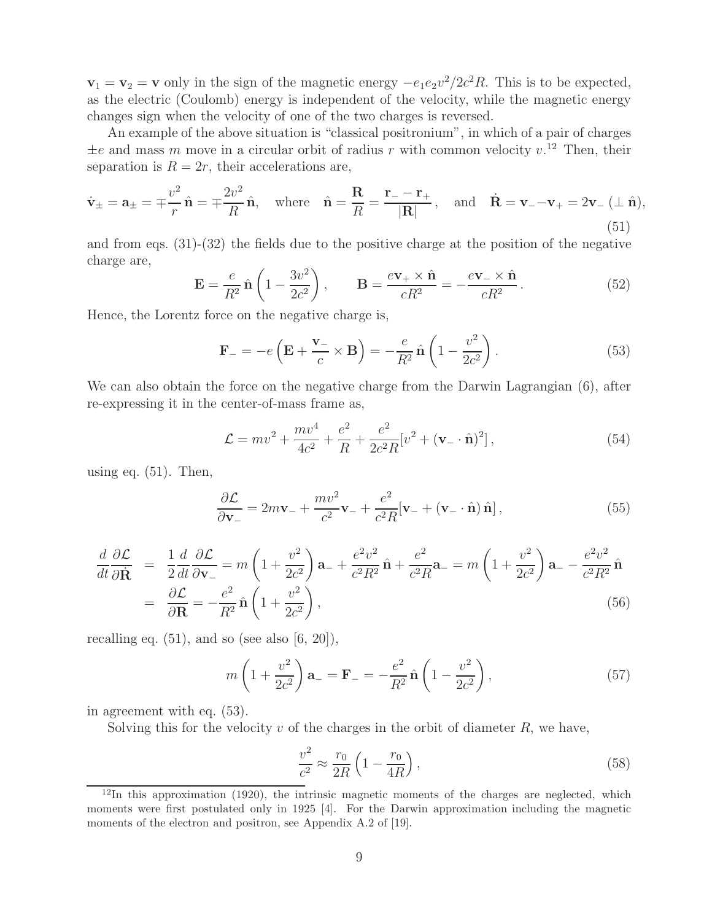$\mathbf{v}_1 = \mathbf{v}_2 = \mathbf{v}$ only in the sign of the magnetic energy $-e_1e_2v^2/2c^2R$. This is to be expected, as the electric (Coulomb) energy is independent of the velocity, while the magnetic energy changes sign when the velocity of one of the two charges is reversed.

An example of the above situation is "classical positronium", in which of a pair of charges $\pm e$ and mass $m$ move in a circular orbit of radius $r$ with common velocity $v$.[12] Then, their separation is $R = 2r$, their accelerations are,

$$\dot{\mathbf{v}}_\pm = \mathbf{a}_\pm = \mp\frac{v^2}{r}\,\hat{\mathbf{n}} = \mp\frac{2v^2}{R}\,\hat{\mathbf{n}}, \quad \text{where} \quad \hat{\mathbf{n}} = \frac{\mathbf{R}}{R} = \frac{\mathbf{r}_- - \mathbf{r}_+}{|\mathbf{R}|}, \quad \text{and} \quad \dot{\mathbf{R}} = \mathbf{v}_- - \mathbf{v}_+ = 2\mathbf{v}_- \ (\perp \hat{\mathbf{n}}), \tag{51}$$

and from eqs. (31)-(32) the fields due to the positive charge at the position of the negative charge are,

$$\mathbf{E} = \frac{e}{R^2}\,\hat{\mathbf{n}}\left(1 - \frac{3v^2}{2c^2}\right), \qquad \mathbf{B} = \frac{e\mathbf{v}_+ \times \hat{\mathbf{n}}}{cR^2} = -\frac{e\mathbf{v}_- \times \hat{\mathbf{n}}}{cR^2}. \tag{52}$$

Hence, the Lorentz force on the negative charge is,

$$\mathbf{F}_- = -e\left(\mathbf{E} + \frac{\mathbf{v}_-}{c} \times \mathbf{B}\right) = -\frac{e}{R^2}\,\hat{\mathbf{n}}\left(1 - \frac{v^2}{2c^2}\right). \tag{53}$$

We can also obtain the force on the negative charge from the Darwin Lagrangian (6), after re-expressing it in the center-of-mass frame as,

$$\mathcal{L} = mv^2 + \frac{mv^4}{4c^2} + \frac{e^2}{R} + \frac{e^2}{2c^2R}[v^2 + (\mathbf{v}_- \cdot \hat{\mathbf{n}})^2], \tag{54}$$

using eq. (51). Then,

$$\frac{\partial \mathcal{L}}{\partial \mathbf{v}_-} = 2m\mathbf{v}_- + \frac{mv^2}{c^2}\mathbf{v}_- + \frac{e^2}{c^2R}[\mathbf{v}_- + (\mathbf{v}_- \cdot \hat{\mathbf{n}})\,\hat{\mathbf{n}}], \tag{55}$$

$$\begin{aligned}
\frac{d}{dt}\frac{\partial \mathcal{L}}{\partial \dot{\mathbf{R}}} &= \frac{1}{2}\frac{d}{dt}\frac{\partial \mathcal{L}}{\partial \mathbf{v}_-} = m\left(1 + \frac{v^2}{2c^2}\right)\mathbf{a}_- + \frac{e^2v^2}{c^2R^2}\,\hat{\mathbf{n}} + \frac{e^2}{c^2R}\mathbf{a}_- = m\left(1 + \frac{v^2}{2c^2}\right)\mathbf{a}_- - \frac{e^2v^2}{c^2R^2}\,\hat{\mathbf{n}} \\
&= \frac{\partial \mathcal{L}}{\partial \mathbf{R}} = -\frac{e^2}{R^2}\,\hat{\mathbf{n}}\left(1 + \frac{v^2}{2c^2}\right),
\end{aligned} \tag{56}$$

recalling eq. (51), and so (see also [6, 20]),

$$m\left(1 + \frac{v^2}{2c^2}\right)\mathbf{a}_- = \mathbf{F}_- = -\frac{e^2}{R^2}\,\hat{\mathbf{n}}\left(1 - \frac{v^2}{2c^2}\right), \tag{57}$$

in agreement with eq. (53).

Solving this for the velocity $v$ of the charges in the orbit of diameter $R$, we have,

$$\frac{v^2}{c^2} \approx \frac{r_0}{2R}\left(1 - \frac{r_0}{4R}\right), \tag{58}$$

[12] In this approximation (1920), the intrinsic magnetic moments of the charges are neglected, which moments were first postulated only in 1925 [4]. For the Darwin approximation including the magnetic moments of the electron and positron, see Appendix A.2 of [19].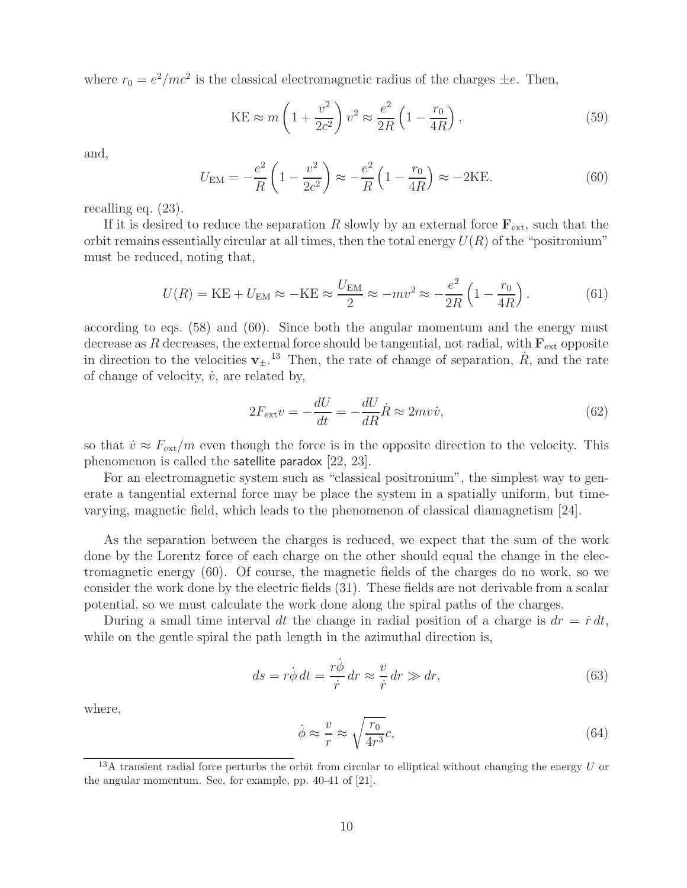where $r_0 = e^2/mc^2$ is the classical electromagnetic radius of the charges $\pm e$. Then,

$$\text{KE} \approx m\left(1 + \frac{v^2}{2c^2}\right)v^2 \approx \frac{e^2}{2R}\left(1 - \frac{r_0}{4R}\right), \tag{59}$$

and,

$$U_{\text{EM}} = -\frac{e^2}{R}\left(1 - \frac{v^2}{2c^2}\right) \approx -\frac{e^2}{R}\left(1 - \frac{r_0}{4R}\right) \approx -2\text{KE}. \tag{60}$$

recalling eq. (23).

If it is desired to reduce the separation $R$ slowly by an external force $\mathbf{F}_{\text{ext}}$, such that the orbit remains essentially circular at all times, then the total energy $U(R)$ of the "positronium" must be reduced, noting that,

$$U(R) = \text{KE} + U_{\text{EM}} \approx -\text{KE} \approx \frac{U_{\text{EM}}}{2} \approx -mv^2 \approx -\frac{e^2}{2R}\left(1 - \frac{r_0}{4R}\right). \tag{61}$$

according to eqs. (58) and (60). Since both the angular momentum and the energy must decrease as $R$ decreases, the external force should be tangential, not radial, with $\mathbf{F}_{\text{ext}}$ opposite in direction to the velocities $\mathbf{v}_{\pm}$.[13] Then, the rate of change of separation, $\dot{R}$, and the rate of change of velocity, $\dot{v}$, are related by,

$$2F_{\text{ext}}v = -\frac{dU}{dt} = -\frac{dU}{dR}\dot{R} \approx 2mv\dot{v}, \tag{62}$$

so that $\dot{v} \approx F_{\text{ext}}/m$ even though the force is in the opposite direction to the velocity. This phenomenon is called the satellite paradox [22, 23].

For an electromagnetic system such as "classical positronium", the simplest way to generate a tangential external force may be place the system in a spatially uniform, but time-varying, magnetic field, which leads to the phenomenon of classical diamagnetism [24].

As the separation between the charges is reduced, we expect that the sum of the work done by the Lorentz force of each charge on the other should equal the change in the electromagnetic energy (60). Of course, the magnetic fields of the charges do no work, so we consider the work done by the electric fields (31). These fields are not derivable from a scalar potential, so we must calculate the work done along the spiral paths of the charges.

During a small time interval $dt$ the change in radial position of a charge is $dr = \dot{r}\,dt$, while on the gentle spiral the path length in the azimuthal direction is,

$$ds = r\dot{\phi}\,dt = \frac{r\dot{\phi}}{\dot{r}}\,dr \approx \frac{v}{\dot{r}}\,dr \gg dr, \tag{63}$$

where,

$$\dot{\phi} \approx \frac{v}{r} \approx \sqrt{\frac{r_0}{4r^3}}c, \tag{64}$$

[13] A transient radial force perturbs the orbit from circular to elliptical without changing the energy $U$ or the angular momentum. See, for example, pp. 40-41 of [21].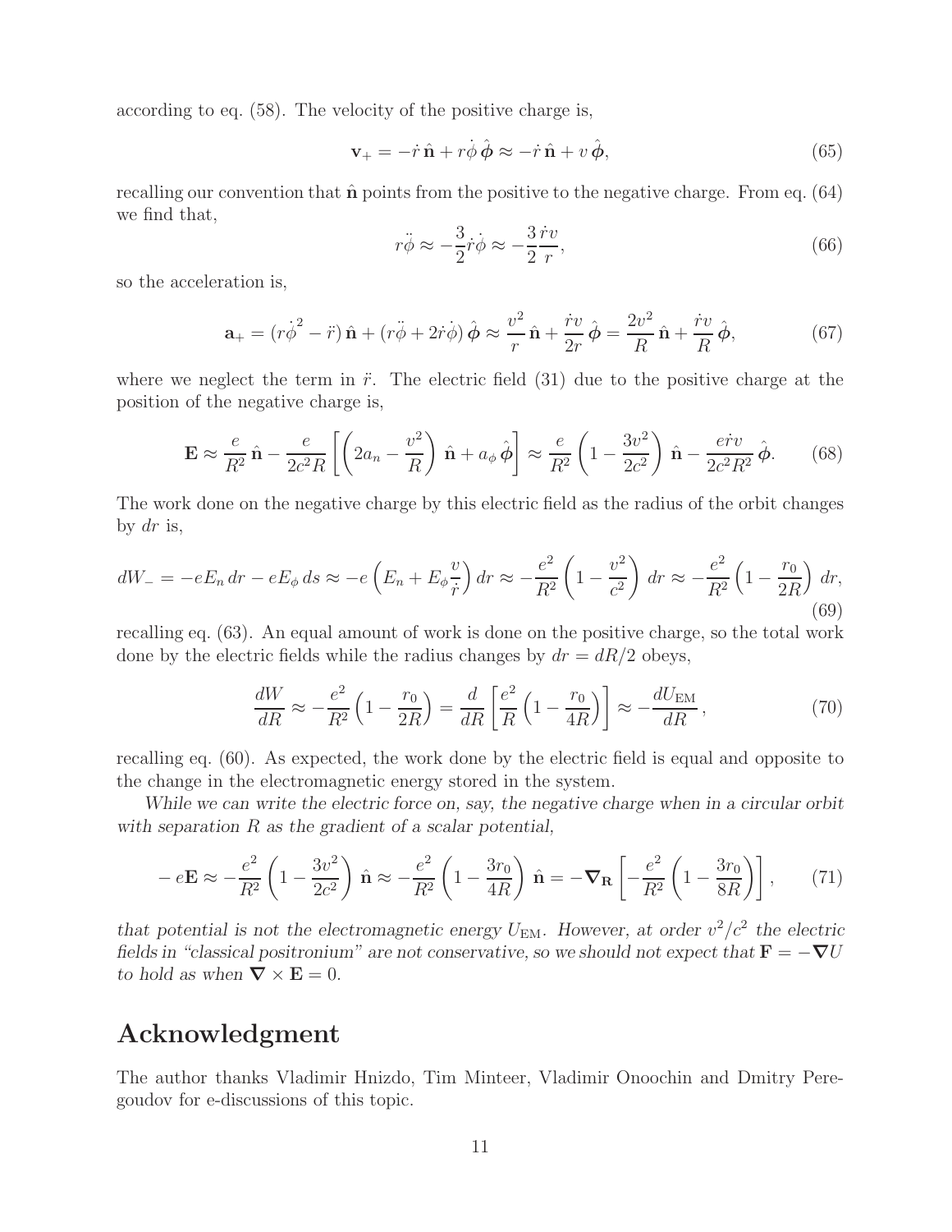according to eq. (58). The velocity of the positive charge is,

$$\mathbf{v}_+ = -\dot{r}\,\hat{\mathbf{n}} + r\dot{\phi}\,\hat{\boldsymbol{\phi}} \approx -\dot{r}\,\hat{\mathbf{n}} + v\,\hat{\boldsymbol{\phi}}, \tag{65}$$

recalling our convention that $\hat{\mathbf{n}}$ points from the positive to the negative charge. From eq. (64) we find that,

$$r\ddot{\phi} \approx -\frac{3}{2}\dot{r}\dot{\phi} \approx -\frac{3}{2}\frac{\dot{r}v}{r}, \tag{66}$$

so the acceleration is,

$$\mathbf{a}_+ = (r\dot{\phi}^2 - \ddot{r})\,\hat{\mathbf{n}} + (r\ddot{\phi} + 2\dot{r}\dot{\phi})\,\hat{\boldsymbol{\phi}} \approx \frac{v^2}{r}\,\hat{\mathbf{n}} + \frac{\dot{r}v}{2r}\,\hat{\boldsymbol{\phi}} = \frac{2v^2}{R}\,\hat{\mathbf{n}} + \frac{\dot{r}v}{R}\,\hat{\boldsymbol{\phi}}, \tag{67}$$

where we neglect the term in $\ddot{r}$. The electric field (31) due to the positive charge at the position of the negative charge is,

$$\mathbf{E} \approx \frac{e}{R^2}\,\hat{\mathbf{n}} - \frac{e}{2c^2 R}\left[\left(2a_n - \frac{v^2}{R}\right)\,\hat{\mathbf{n}} + a_\phi\,\hat{\boldsymbol{\phi}}\right] \approx \frac{e}{R^2}\left(1 - \frac{3v^2}{2c^2}\right)\,\hat{\mathbf{n}} - \frac{e\dot{r}v}{2c^2R^2}\,\hat{\boldsymbol{\phi}}. \tag{68}$$

The work done on the negative charge by this electric field as the radius of the orbit changes by $dr$ is,

$$dW_- = -eE_n\,dr - eE_\phi\,ds \approx -e\left(E_n + E_\phi\frac{v}{\dot{r}}\right)dr \approx -\frac{e^2}{R^2}\left(1 - \frac{v^2}{c^2}\right)\,dr \approx -\frac{e^2}{R^2}\left(1 - \frac{r_0}{2R}\right)\,dr, \tag{69}$$

recalling eq. (63). An equal amount of work is done on the positive charge, so the total work done by the electric fields while the radius changes by $dr = dR/2$ obeys,

$$\frac{dW}{dR} \approx -\frac{e^2}{R^2}\left(1 - \frac{r_0}{2R}\right) = \frac{d}{dR}\left[\frac{e^2}{R}\left(1 - \frac{r_0}{4R}\right)\right] \approx -\frac{dU_{\rm EM}}{dR}, \tag{70}$$

recalling eq. (60). As expected, the work done by the electric field is equal and opposite to the change in the electromagnetic energy stored in the system.

*While we can write the electric force on, say, the negative charge when in a circular orbit with separation $R$ as the gradient of a scalar potential,*

$$-e\mathbf{E} \approx -\frac{e^2}{R^2}\left(1 - \frac{3v^2}{2c^2}\right)\,\hat{\mathbf{n}} \approx -\frac{e^2}{R^2}\left(1 - \frac{3r_0}{4R}\right)\,\hat{\mathbf{n}} = -\boldsymbol{\nabla}_{\mathbf{R}}\left[-\frac{e^2}{R^2}\left(1 - \frac{3r_0}{8R}\right)\right], \tag{71}$$

*that potential is not the electromagnetic energy $U_{\rm EM}$. However, at order $v^2/c^2$ the electric fields in "classical positronium" are not conservative, so we should not expect that $\mathbf{F} = -\boldsymbol{\nabla}U$ to hold as when $\boldsymbol{\nabla}\times\mathbf{E} = 0$.*

## Acknowledgment

The author thanks Vladimir Hnizdo, Tim Minteer, Vladimir Onoochin and Dmitry Peregoudov for e-discussions of this topic.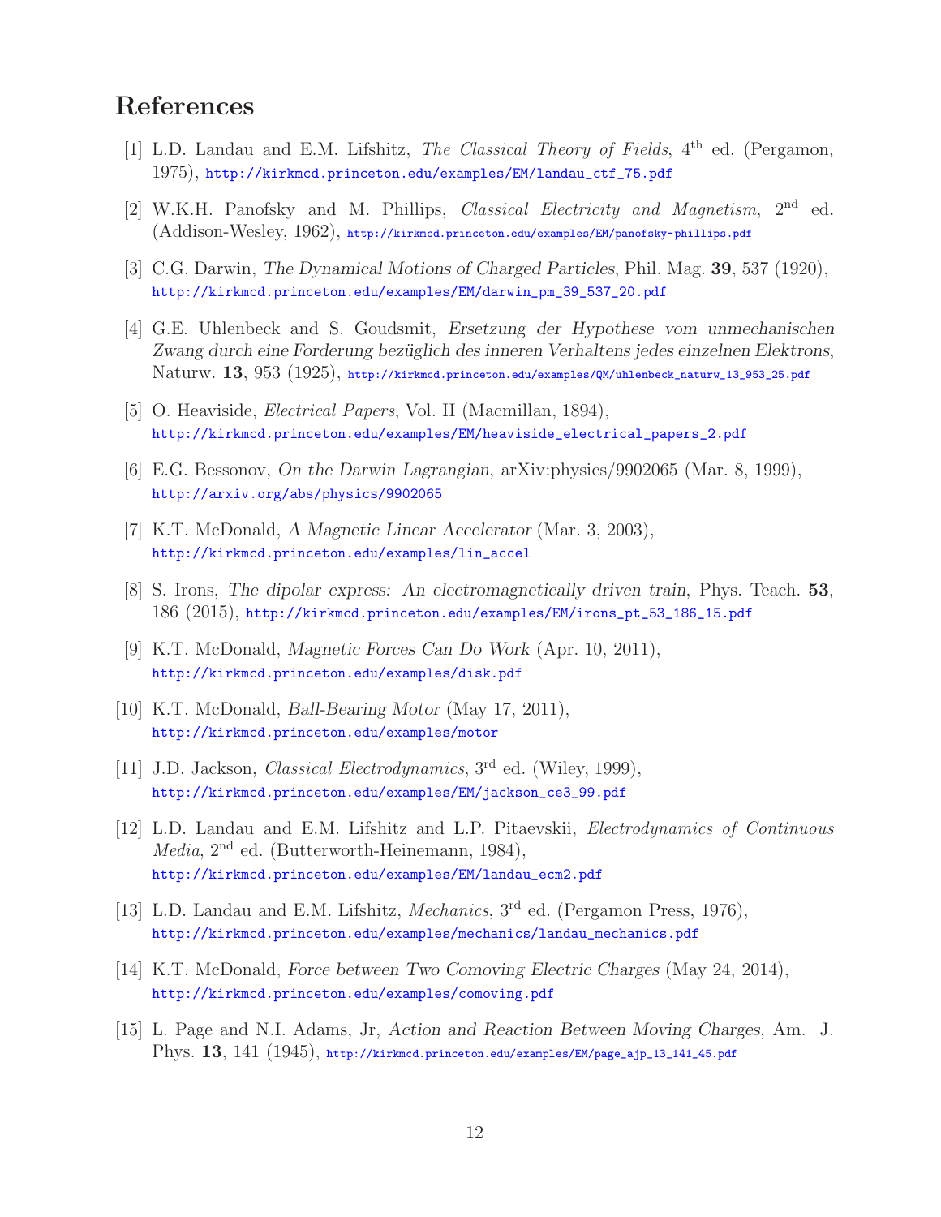## References

[1] L.D. Landau and E.M. Lifshitz, *The Classical Theory of Fields*, 4th ed. (Pergamon, 1975), http://kirkmcd.princeton.edu/examples/EM/landau_ctf_75.pdf

[2] W.K.H. Panofsky and M. Phillips, *Classical Electricity and Magnetism*, 2nd ed. (Addison-Wesley, 1962), http://kirkmcd.princeton.edu/examples/EM/panofsky-phillips.pdf

[3] C.G. Darwin, *The Dynamical Motions of Charged Particles*, Phil. Mag. **39**, 537 (1920), http://kirkmcd.princeton.edu/examples/EM/darwin_pm_39_537_20.pdf

[4] G.E. Uhlenbeck and S. Goudsmit, *Ersetzung der Hypothese vom unmechanischen Zwang durch eine Forderung bezüglich des inneren Verhaltens jedes einzelnen Elektrons*, Naturw. **13**, 953 (1925), http://kirkmcd.princeton.edu/examples/QM/uhlenbeck_naturw_13_953_25.pdf

[5] O. Heaviside, *Electrical Papers*, Vol. II (Macmillan, 1894), http://kirkmcd.princeton.edu/examples/EM/heaviside_electrical_papers_2.pdf

[6] E.G. Bessonov, *On the Darwin Lagrangian*, arXiv:physics/9902065 (Mar. 8, 1999), http://arxiv.org/abs/physics/9902065

[7] K.T. McDonald, *A Magnetic Linear Accelerator* (Mar. 3, 2003), http://kirkmcd.princeton.edu/examples/lin_accel

[8] S. Irons, *The dipolar express: An electromagnetically driven train*, Phys. Teach. **53**, 186 (2015), http://kirkmcd.princeton.edu/examples/EM/irons_pt_53_186_15.pdf

[9] K.T. McDonald, *Magnetic Forces Can Do Work* (Apr. 10, 2011), http://kirkmcd.princeton.edu/examples/disk.pdf

[10] K.T. McDonald, *Ball-Bearing Motor* (May 17, 2011), http://kirkmcd.princeton.edu/examples/motor

[11] J.D. Jackson, *Classical Electrodynamics*, 3rd ed. (Wiley, 1999), http://kirkmcd.princeton.edu/examples/EM/jackson_ce3_99.pdf

[12] L.D. Landau and E.M. Lifshitz and L.P. Pitaevskii, *Electrodynamics of Continuous Media*, 2nd ed. (Butterworth-Heinemann, 1984), http://kirkmcd.princeton.edu/examples/EM/landau_ecm2.pdf

[13] L.D. Landau and E.M. Lifshitz, *Mechanics*, 3rd ed. (Pergamon Press, 1976), http://kirkmcd.princeton.edu/examples/mechanics/landau_mechanics.pdf

[14] K.T. McDonald, *Force between Two Comoving Electric Charges* (May 24, 2014), http://kirkmcd.princeton.edu/examples/comoving.pdf

[15] L. Page and N.I. Adams, Jr, *Action and Reaction Between Moving Charges*, Am. J. Phys. **13**, 141 (1945), http://kirkmcd.princeton.edu/examples/EM/page_ajp_13_141_45.pdf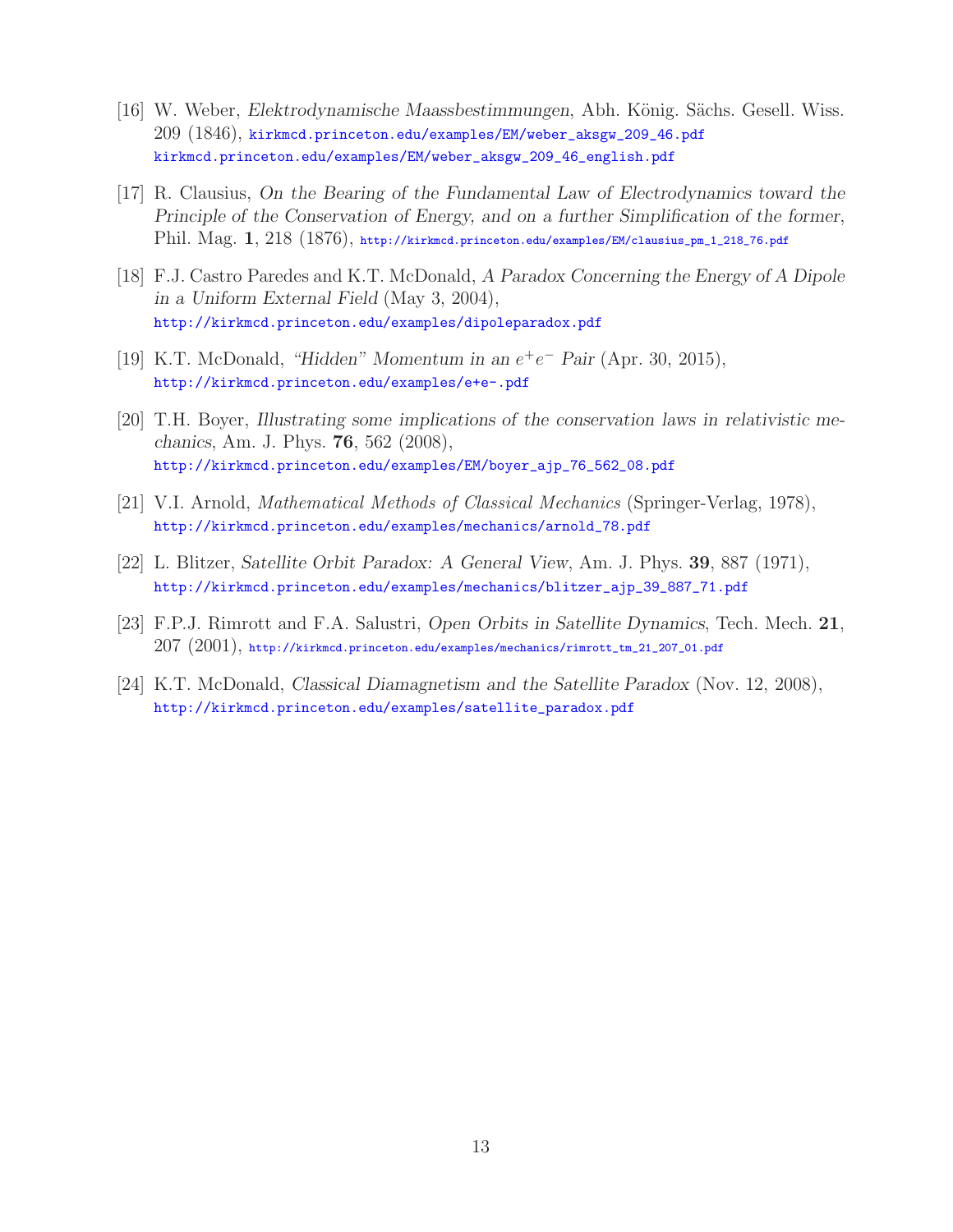[16] W. Weber, *Elektrodynamische Maassbestimmungen*, Abh. König. Sächs. Gesell. Wiss. 209 (1846), kirkmcd.princeton.edu/examples/EM/weber_aksgw_209_46.pdf
kirkmcd.princeton.edu/examples/EM/weber_aksgw_209_46_english.pdf

[17] R. Clausius, *On the Bearing of the Fundamental Law of Electrodynamics toward the Principle of the Conservation of Energy, and on a further Simplification of the former*, Phil. Mag. **1**, 218 (1876), http://kirkmcd.princeton.edu/examples/EM/clausius_pm_1_218_76.pdf

[18] F.J. Castro Paredes and K.T. McDonald, *A Paradox Concerning the Energy of A Dipole in a Uniform External Field* (May 3, 2004),
http://kirkmcd.princeton.edu/examples/dipoleparadox.pdf

[19] K.T. McDonald, *"Hidden" Momentum in an $e^+e^-$ Pair* (Apr. 30, 2015),
http://kirkmcd.princeton.edu/examples/e+e-.pdf

[20] T.H. Boyer, *Illustrating some implications of the conservation laws in relativistic mechanics*, Am. J. Phys. **76**, 562 (2008),
http://kirkmcd.princeton.edu/examples/EM/boyer_ajp_76_562_08.pdf

[21] V.I. Arnold, *Mathematical Methods of Classical Mechanics* (Springer-Verlag, 1978),
http://kirkmcd.princeton.edu/examples/mechanics/arnold_78.pdf

[22] L. Blitzer, *Satellite Orbit Paradox: A General View*, Am. J. Phys. **39**, 887 (1971),
http://kirkmcd.princeton.edu/examples/mechanics/blitzer_ajp_39_887_71.pdf

[23] F.P.J. Rimrott and F.A. Salustri, *Open Orbits in Satellite Dynamics*, Tech. Mech. **21**, 207 (2001), http://kirkmcd.princeton.edu/examples/mechanics/rimrott_tm_21_207_01.pdf

[24] K.T. McDonald, *Classical Diamagnetism and the Satellite Paradox* (Nov. 12, 2008),
http://kirkmcd.princeton.edu/examples/satellite_paradox.pdf